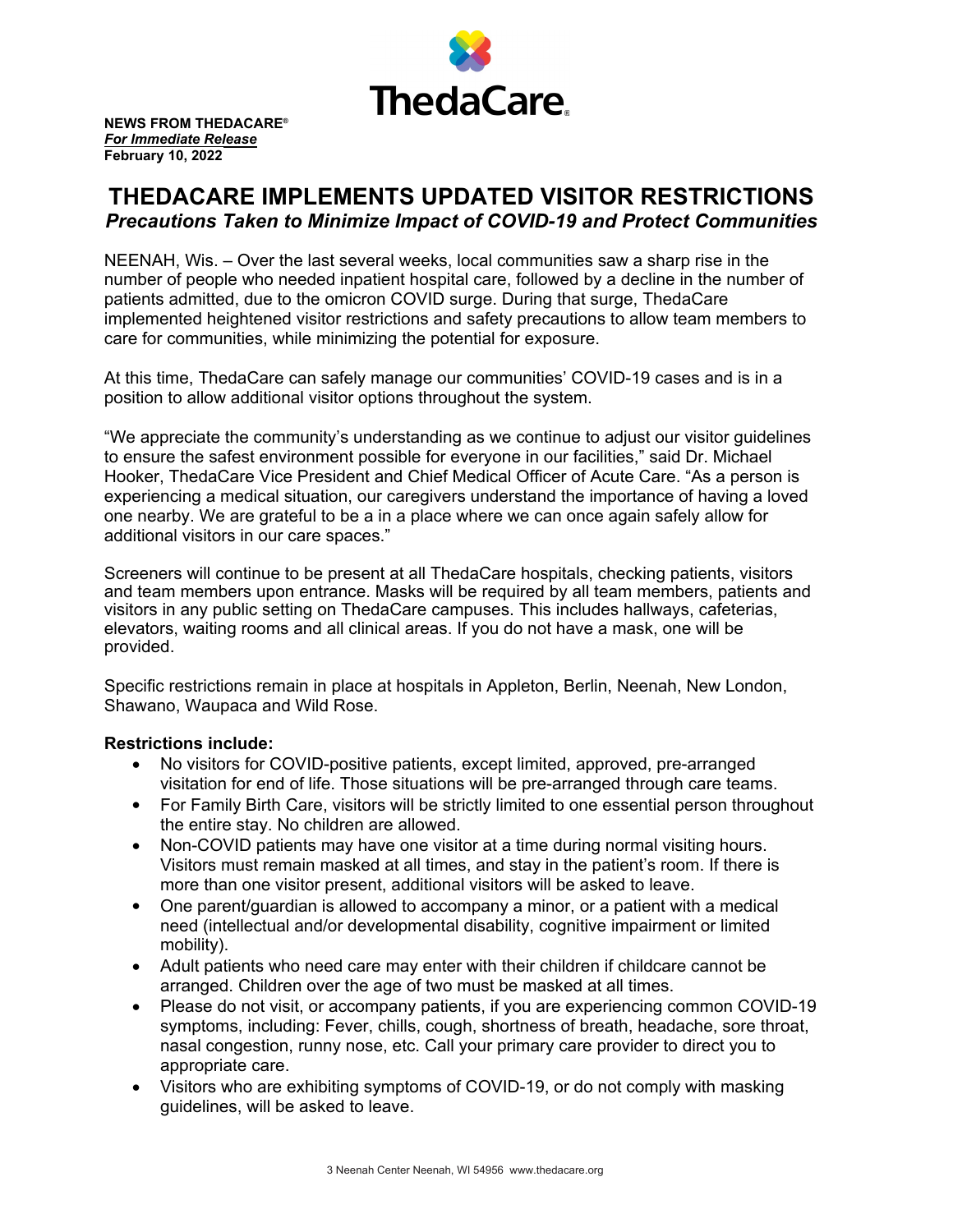ThedaCare

**NEWS FROM THEDACARE®**
***For Immediate Release***
**February 10, 2022**

# THEDACARE IMPLEMENTS UPDATED VISITOR RESTRICTIONS

***Precautions Taken to Minimize Impact of COVID-19 and Protect Communities***

NEENAH, Wis. – Over the last several weeks, local communities saw a sharp rise in the number of people who needed inpatient hospital care, followed by a decline in the number of patients admitted, due to the omicron COVID surge. During that surge, ThedaCare implemented heightened visitor restrictions and safety precautions to allow team members to care for communities, while minimizing the potential for exposure.

At this time, ThedaCare can safely manage our communities' COVID-19 cases and is in a position to allow additional visitor options throughout the system.

"We appreciate the community's understanding as we continue to adjust our visitor guidelines to ensure the safest environment possible for everyone in our facilities," said Dr. Michael Hooker, ThedaCare Vice President and Chief Medical Officer of Acute Care. "As a person is experiencing a medical situation, our caregivers understand the importance of having a loved one nearby. We are grateful to be a in a place where we can once again safely allow for additional visitors in our care spaces."

Screeners will continue to be present at all ThedaCare hospitals, checking patients, visitors and team members upon entrance. Masks will be required by all team members, patients and visitors in any public setting on ThedaCare campuses. This includes hallways, cafeterias, elevators, waiting rooms and all clinical areas. If you do not have a mask, one will be provided.

Specific restrictions remain in place at hospitals in Appleton, Berlin, Neenah, New London, Shawano, Waupaca and Wild Rose.

**Restrictions include:**

- No visitors for COVID-positive patients, except limited, approved, pre-arranged visitation for end of life. Those situations will be pre-arranged through care teams.
- For Family Birth Care, visitors will be strictly limited to one essential person throughout the entire stay. No children are allowed.
- Non-COVID patients may have one visitor at a time during normal visiting hours. Visitors must remain masked at all times, and stay in the patient's room. If there is more than one visitor present, additional visitors will be asked to leave.
- One parent/guardian is allowed to accompany a minor, or a patient with a medical need (intellectual and/or developmental disability, cognitive impairment or limited mobility).
- Adult patients who need care may enter with their children if childcare cannot be arranged. Children over the age of two must be masked at all times.
- Please do not visit, or accompany patients, if you are experiencing common COVID-19 symptoms, including: Fever, chills, cough, shortness of breath, headache, sore throat, nasal congestion, runny nose, etc. Call your primary care provider to direct you to appropriate care.
- Visitors who are exhibiting symptoms of COVID-19, or do not comply with masking guidelines, will be asked to leave.

3 Neenah Center Neenah, WI 54956 www.thedacare.org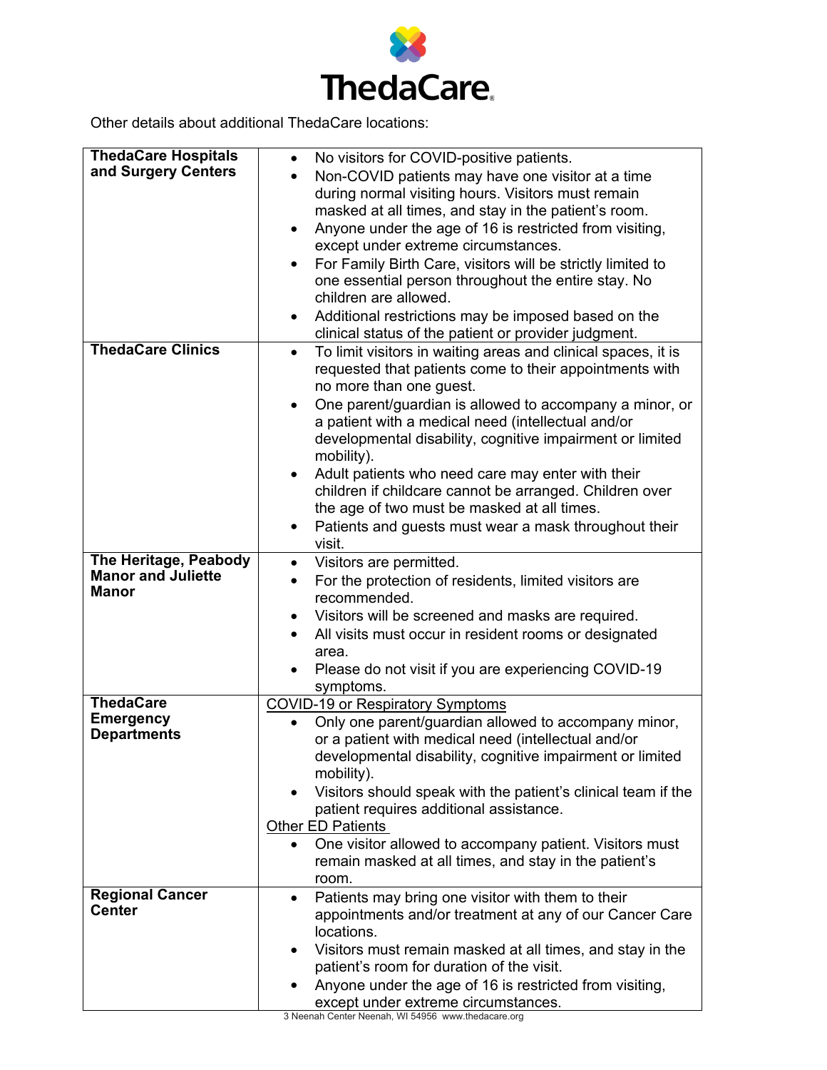Other details about additional ThedaCare locations:

| | |
|---|---|
| **ThedaCare Hospitals and Surgery Centers** | • No visitors for COVID-positive patients.<br>• Non-COVID patients may have one visitor at a time during normal visiting hours. Visitors must remain masked at all times, and stay in the patient's room.<br>• Anyone under the age of 16 is restricted from visiting, except under extreme circumstances.<br>• For Family Birth Care, visitors will be strictly limited to one essential person throughout the entire stay. No children are allowed.<br>• Additional restrictions may be imposed based on the clinical status of the patient or provider judgment. |
| **ThedaCare Clinics** | • To limit visitors in waiting areas and clinical spaces, it is requested that patients come to their appointments with no more than one guest.<br>• One parent/guardian is allowed to accompany a minor, or a patient with a medical need (intellectual and/or developmental disability, cognitive impairment or limited mobility).<br>• Adult patients who need care may enter with their children if childcare cannot be arranged. Children over the age of two must be masked at all times.<br>• Patients and guests must wear a mask throughout their visit. |
| **The Heritage, Peabody Manor and Juliette Manor** | • Visitors are permitted.<br>• For the protection of residents, limited visitors are recommended.<br>• Visitors will be screened and masks are required.<br>• All visits must occur in resident rooms or designated area.<br>• Please do not visit if you are experiencing COVID-19 symptoms. |
| **ThedaCare Emergency Departments** | <u>COVID-19 or Respiratory Symptoms</u><br>• Only one parent/guardian allowed to accompany minor, or a patient with medical need (intellectual and/or developmental disability, cognitive impairment or limited mobility).<br>• Visitors should speak with the patient's clinical team if the patient requires additional assistance.<br><u>Other ED Patients</u><br>• One visitor allowed to accompany patient. Visitors must remain masked at all times, and stay in the patient's room. |
| **Regional Cancer Center** | • Patients may bring one visitor with them to their appointments and/or treatment at any of our Cancer Care locations.<br>• Visitors must remain masked at all times, and stay in the patient's room for duration of the visit.<br>• Anyone under the age of 16 is restricted from visiting, except under extreme circumstances. |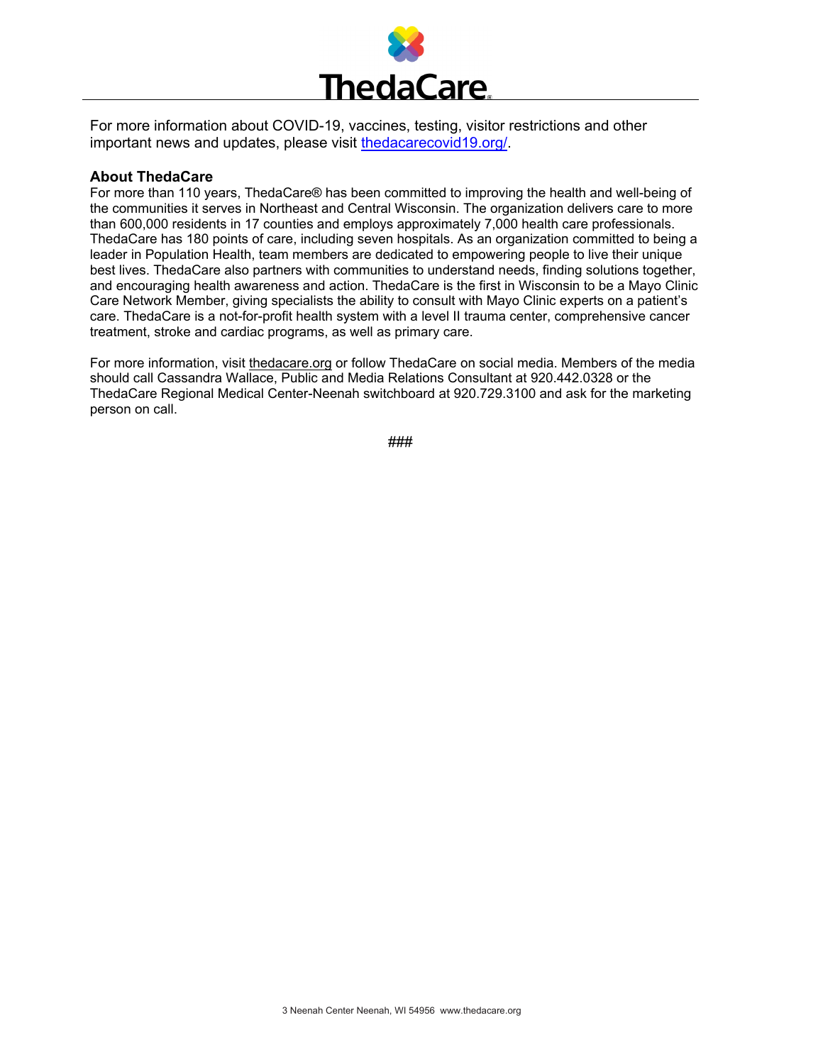For more information about COVID-19, vaccines, testing, visitor restrictions and other important news and updates, please visit thedacarecovid19.org/.

**About ThedaCare**

For more than 110 years, ThedaCare® has been committed to improving the health and well-being of the communities it serves in Northeast and Central Wisconsin. The organization delivers care to more than 600,000 residents in 17 counties and employs approximately 7,000 health care professionals. ThedaCare has 180 points of care, including seven hospitals. As an organization committed to being a leader in Population Health, team members are dedicated to empowering people to live their unique best lives. ThedaCare also partners with communities to understand needs, finding solutions together, and encouraging health awareness and action. ThedaCare is the first in Wisconsin to be a Mayo Clinic Care Network Member, giving specialists the ability to consult with Mayo Clinic experts on a patient's care. ThedaCare is a not-for-profit health system with a level II trauma center, comprehensive cancer treatment, stroke and cardiac programs, as well as primary care.

For more information, visit thedacare.org or follow ThedaCare on social media. Members of the media should call Cassandra Wallace, Public and Media Relations Consultant at 920.442.0328 or the ThedaCare Regional Medical Center-Neenah switchboard at 920.729.3100 and ask for the marketing person on call.

###